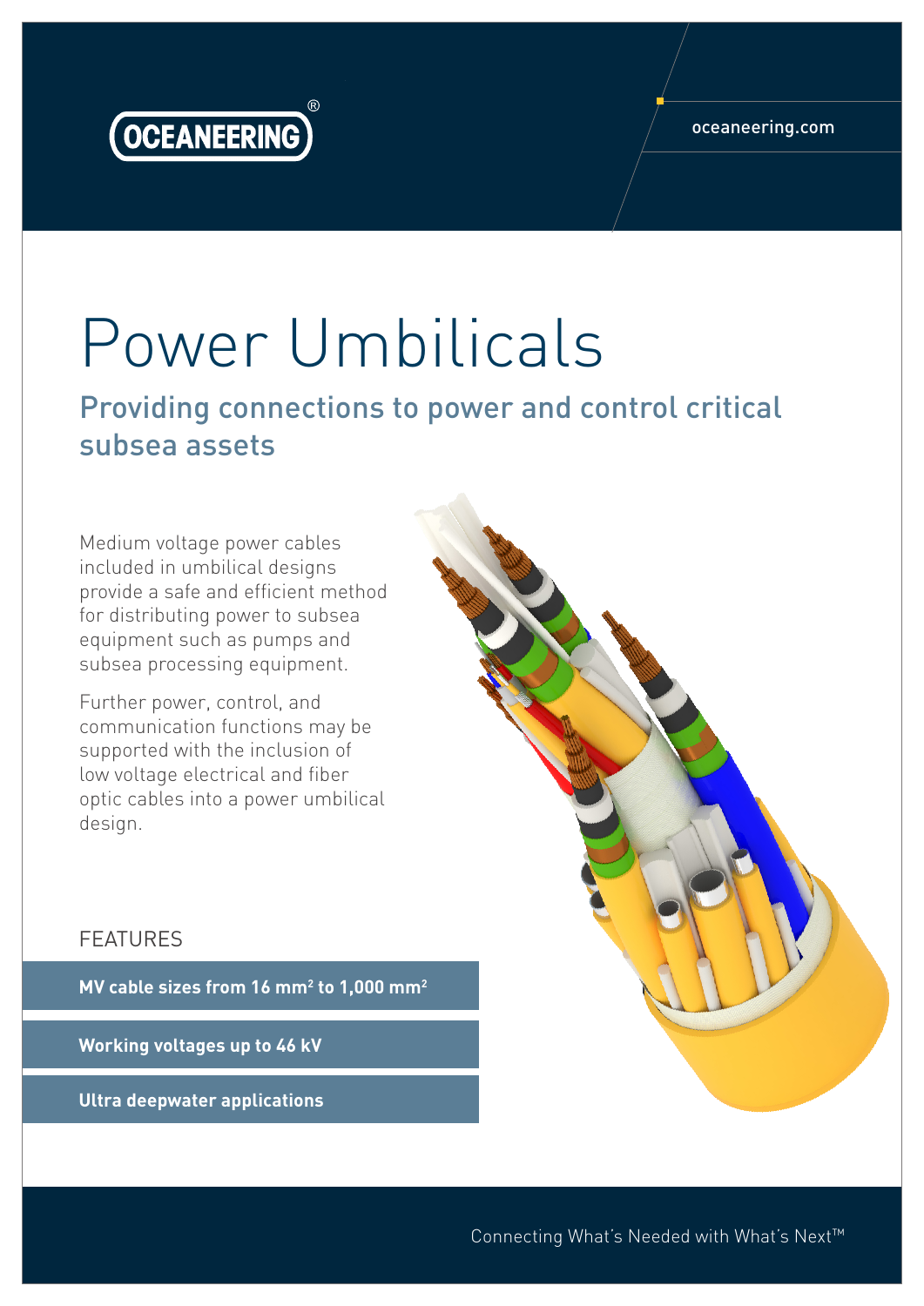OCEANEERING®

oceaneering.com

# Power Umbilicals

## Providing connections to power and control critical subsea assets

Medium voltage power cables included in umbilical designs provide a safe and efficient method for distributing power to subsea equipment such as pumps and subsea processing equipment.

Further power, control, and communication functions may be supported with the inclusion of low voltage electrical and fiber optic cables into a power umbilical design.

FEATURES

**MV cable sizes from 16 mm$^2$ to 1,000 mm$^2$**

**Working voltages up to 46 kV**

**Ultra deepwater applications**

Connecting What's Needed with What's Next™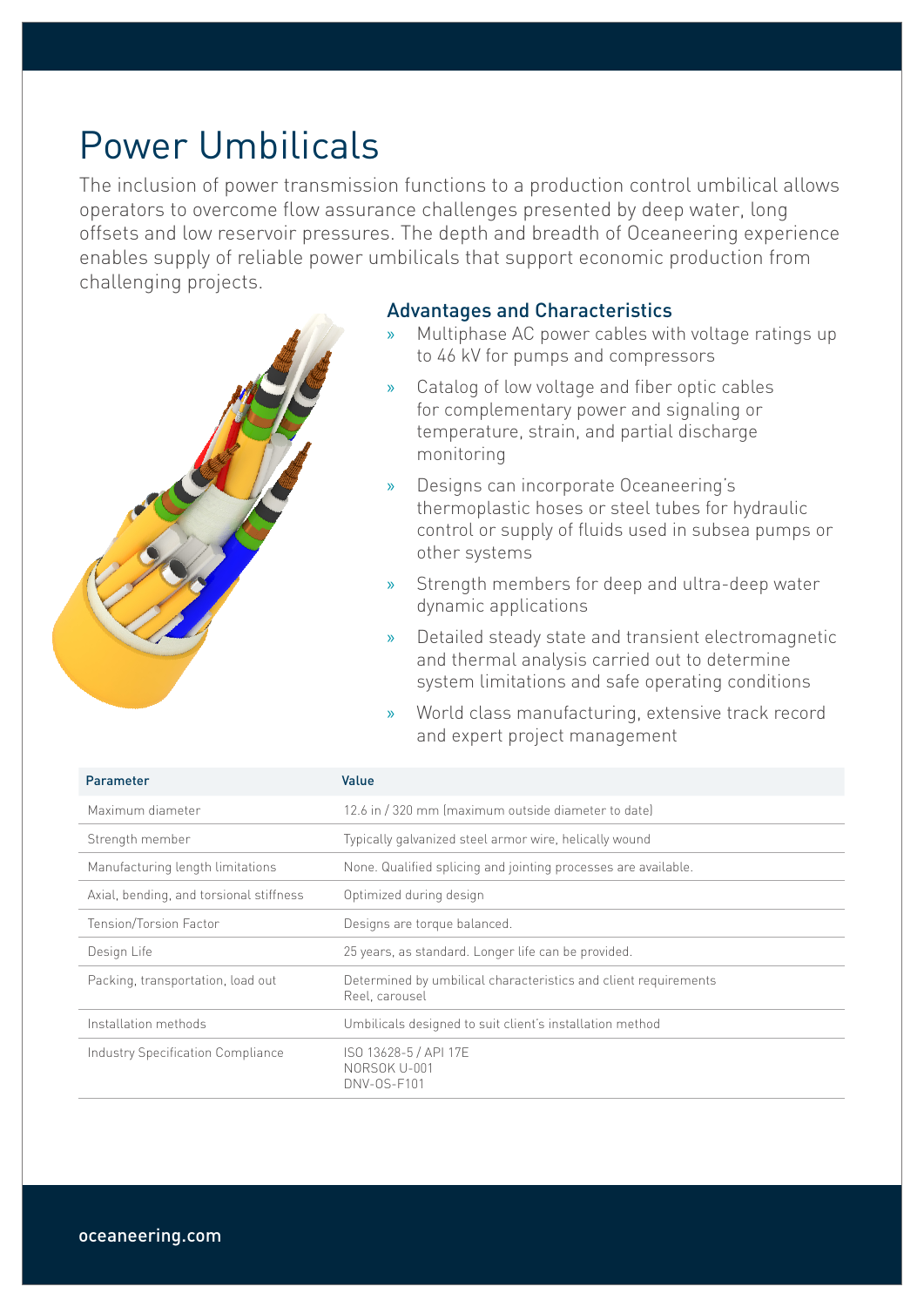# Power Umbilicals

The inclusion of power transmission functions to a production control umbilical allows operators to overcome flow assurance challenges presented by deep water, long offsets and low reservoir pressures. The depth and breadth of Oceaneering experience enables supply of reliable power umbilicals that support economic production from challenging projects.

## Advantages and Characteristics

- Multiphase AC power cables with voltage ratings up to 46 kV for pumps and compressors
- Catalog of low voltage and fiber optic cables for complementary power and signaling or temperature, strain, and partial discharge monitoring
- Designs can incorporate Oceaneering's thermoplastic hoses or steel tubes for hydraulic control or supply of fluids used in subsea pumps or other systems
- Strength members for deep and ultra-deep water dynamic applications
- Detailed steady state and transient electromagnetic and thermal analysis carried out to determine system limitations and safe operating conditions
- World class manufacturing, extensive track record and expert project management

| Parameter | Value |
|---|---|
| Maximum diameter | 12.6 in / 320 mm (maximum outside diameter to date) |
| Strength member | Typically galvanized steel armor wire, helically wound |
| Manufacturing length limitations | None. Qualified splicing and jointing processes are available. |
| Axial, bending, and torsional stiffness | Optimized during design |
| Tension/Torsion Factor | Designs are torque balanced. |
| Design Life | 25 years, as standard. Longer life can be provided. |
| Packing, transportation, load out | Determined by umbilical characteristics and client requirements<br>Reel, carousel |
| Installation methods | Umbilicals designed to suit client's installation method |
| Industry Specification Compliance | ISO 13628-5 / API 17E<br>NORSOK U-001<br>DNV-OS-F101 |

oceaneering.com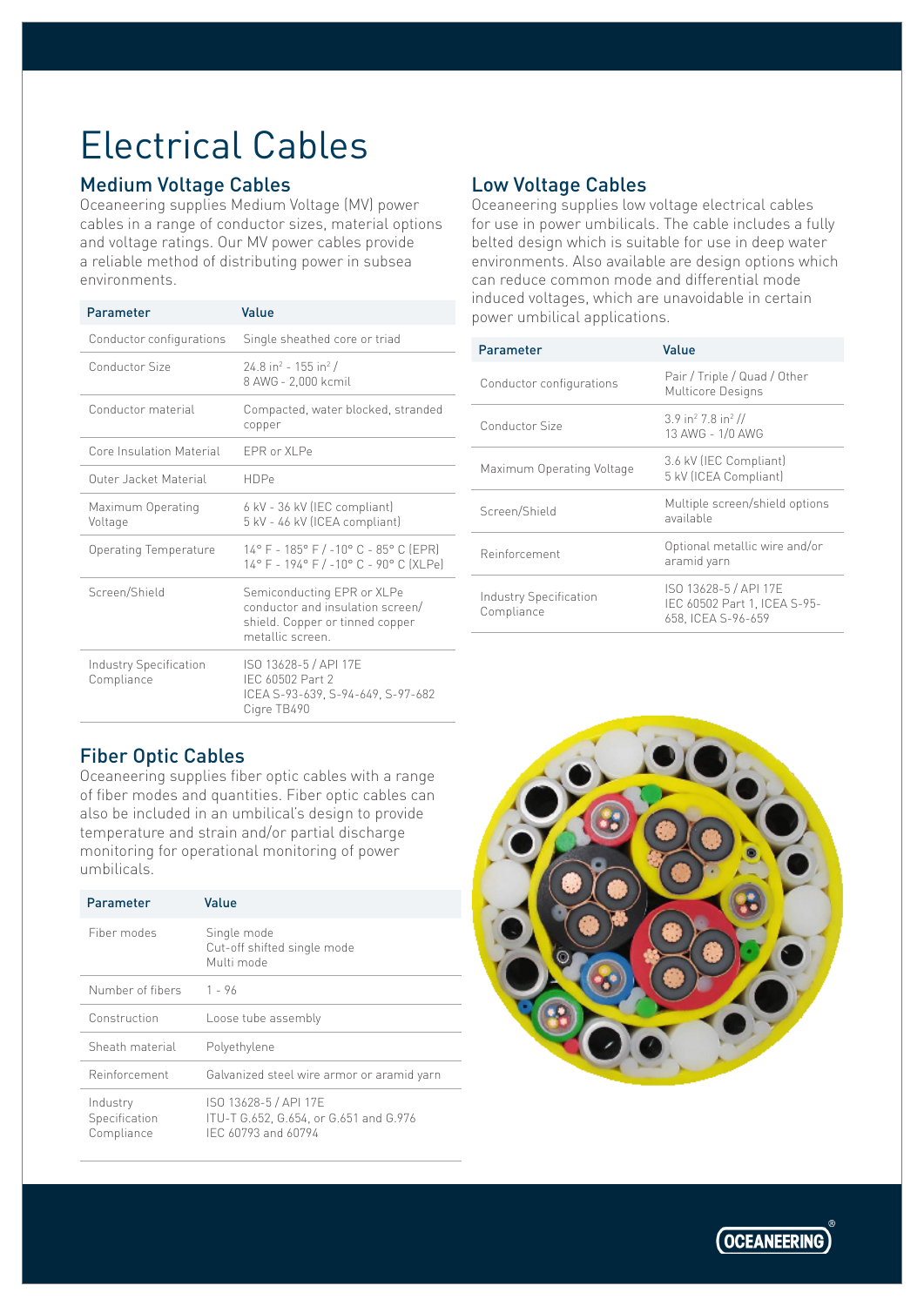# Electrical Cables

## Medium Voltage Cables

Oceaneering supplies Medium Voltage (MV) power cables in a range of conductor sizes, material options and voltage ratings. Our MV power cables provide a reliable method of distributing power in subsea environments.

| Parameter | Value |
| --- | --- |
| Conductor configurations | Single sheathed core or triad |
| Conductor Size | 24.8 in$^2$ - 155 in$^2$ / 8 AWG - 2,000 kcmil |
| Conductor material | Compacted, water blocked, stranded copper |
| Core Insulation Material | EPR or XLPe |
| Outer Jacket Material | HDPe |
| Maximum Operating Voltage | 6 kV - 36 kV (IEC compliant) 5 kV - 46 kV (ICEA compliant) |
| Operating Temperature | 14° F - 185° F / -10° C - 85° C (EPR) 14° F - 194° F / -10° C - 90° C (XLPe) |
| Screen/Shield | Semiconducting EPR or XLPe conductor and insulation screen/ shield. Copper or tinned copper metallic screen. |
| Industry Specification Compliance | ISO 13628-5 / API 17E IEC 60502 Part 2 ICEA S-93-639, S-94-649, S-97-682 Cigre TB490 |

## Low Voltage Cables

Oceaneering supplies low voltage electrical cables for use in power umbilicals. The cable includes a fully belted design which is suitable for use in deep water environments. Also available are design options which can reduce common mode and differential mode induced voltages, which are unavoidable in certain power umbilical applications.

| Parameter | Value |
| --- | --- |
| Conductor configurations | Pair / Triple / Quad / Other Multicore Designs |
| Conductor Size | 3.9 in$^2$ 7.8 in$^2$ // 13 AWG - 1/0 AWG |
| Maximum Operating Voltage | 3.6 kV (IEC Compliant) 5 kV (ICEA Compliant) |
| Screen/Shield | Multiple screen/shield options available |
| Reinforcement | Optional metallic wire and/or aramid yarn |
| Industry Specification Compliance | ISO 13628-5 / API 17E IEC 60502 Part 1, ICEA S-95-658, ICEA S-96-659 |

## Fiber Optic Cables

Oceaneering supplies fiber optic cables with a range of fiber modes and quantities. Fiber optic cables can also be included in an umbilical's design to provide temperature and strain and/or partial discharge monitoring for operational monitoring of power umbilicals.

| Parameter | Value |
| --- | --- |
| Fiber modes | Single mode Cut-off shifted single mode Multi mode |
| Number of fibers | 1 - 96 |
| Construction | Loose tube assembly |
| Sheath material | Polyethylene |
| Reinforcement | Galvanized steel wire armor or aramid yarn |
| Industry Specification Compliance | ISO 13628-5 / API 17E ITU-T G.652, G.654, or G.651 and G.976 IEC 60793 and 60794 |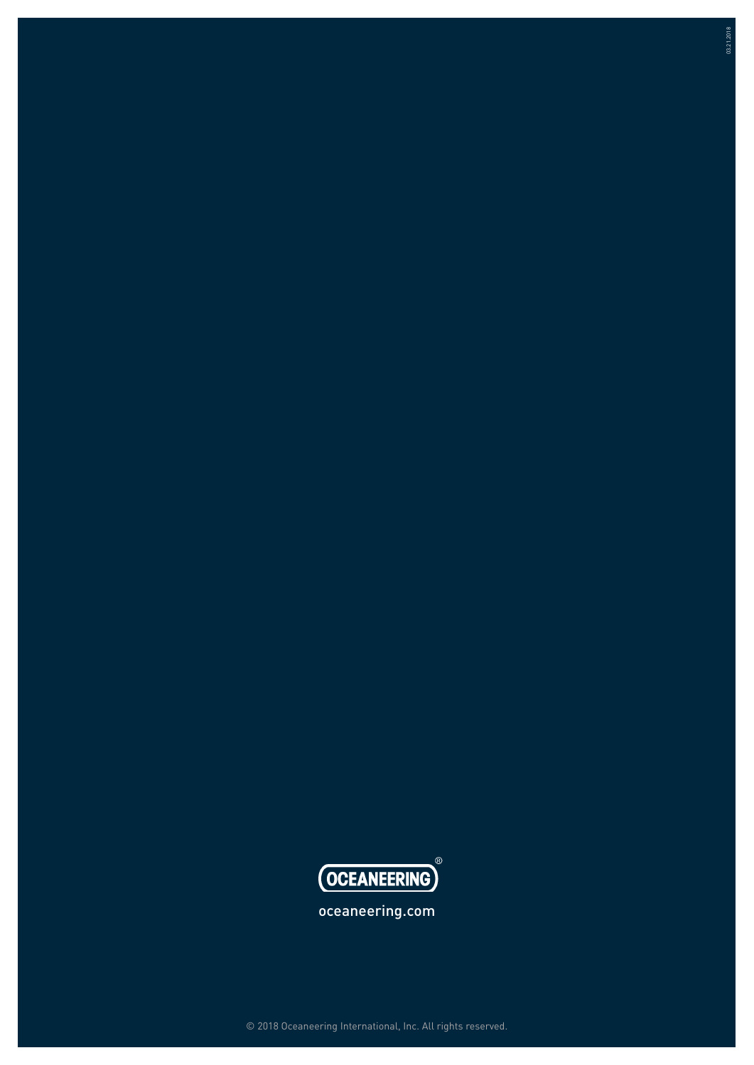OCEANEERING®

oceaneering.com

© 2018 Oceaneering International, Inc. All rights reserved.